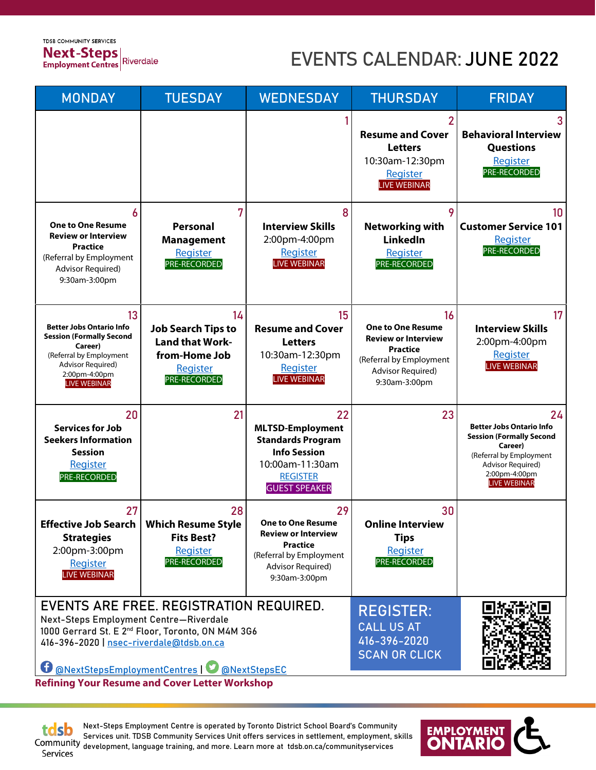TDSB COMMUNITY SERVICES
**Next-Steps Employment Centres** | Riverdale

# EVENTS CALENDAR: JUNE 2022

| MONDAY | TUESDAY | WEDNESDAY | THURSDAY | FRIDAY |
|---|---|---|---|---|
| | | 1 | 2<br>**Resume and Cover Letters**<br>10:30am-12:30pm<br>Register<br>LIVE WEBINAR | 3<br>**Behavioral Interview Questions**<br>Register<br>PRE-RECORDED |
| 6<br>**One to One Resume Review or Interview Practice**<br>(Referral by Employment Advisor Required)<br>9:30am-3:00pm | 7<br>**Personal Management**<br>Register<br>PRE-RECORDED | 8<br>**Interview Skills**<br>2:00pm-4:00pm<br>Register<br>LIVE WEBINAR | 9<br>**Networking with LinkedIn**<br>Register<br>PRE-RECORDED | 10<br>**Customer Service 101**<br>Register<br>PRE-RECORDED |
| 13<br>**Better Jobs Ontario Info Session (Formally Second Career)**<br>(Referral by Employment Advisor Required)<br>2:00pm-4:00pm<br>LIVE WEBINAR | 14<br>**Job Search Tips to Land that Work-from-Home Job**<br>Register<br>PRE-RECORDED | 15<br>**Resume and Cover Letters**<br>10:30am-12:30pm<br>Register<br>LIVE WEBINAR | 16<br>**One to One Resume Review or Interview Practice**<br>(Referral by Employment Advisor Required)<br>9:30am-3:00pm | 17<br>**Interview Skills**<br>2:00pm-4:00pm<br>Register<br>LIVE WEBINAR |
| 20<br>**Services for Job Seekers Information Session**<br>Register<br>PRE-RECORDED | 21 | 22<br>**MLTSD-Employment Standards Program Info Session**<br>10:00am-11:30am<br>REGISTER<br>GUEST SPEAKER | 23 | 24<br>**Better Jobs Ontario Info Session (Formally Second Career)**<br>(Referral by Employment Advisor Required)<br>2:00pm-4:00pm<br>LIVE WEBINAR |
| 27<br>**Effective Job Search Strategies**<br>2:00pm-3:00pm<br>Register<br>LIVE WEBINAR | 28<br>**Which Resume Style Fits Best?**<br>Register<br>PRE-RECORDED | 29<br>**One to One Resume Review or Interview Practice**<br>(Referral by Employment Advisor Required)<br>9:30am-3:00pm | 30<br>**Online Interview Tips**<br>Register<br>PRE-RECORDED | |

## EVENTS ARE FREE. REGISTRATION REQUIRED.

Next-Steps Employment Centre—Riverdale
1000 Gerrard St. E 2nd Floor, Toronto, ON M4M 3G6
416-396-2020 | nsec-riverdale@tdsb.on.ca

@NextStepsEmploymentCentres | @NextStepsEC

**REGISTER:**
CALL US AT
416-396-2020
SCAN OR CLICK

**Refining Your Resume and Cover Letter Workshop**

tdsb Community Services

Next-Steps Employment Centre is operated by Toronto District School Board's Community Services unit. TDSB Community Services Unit offers services in settlement, employment, skills development, language training, and more. Learn more at tdsb.on.ca/communityservices

EMPLOYMENT ONTARIO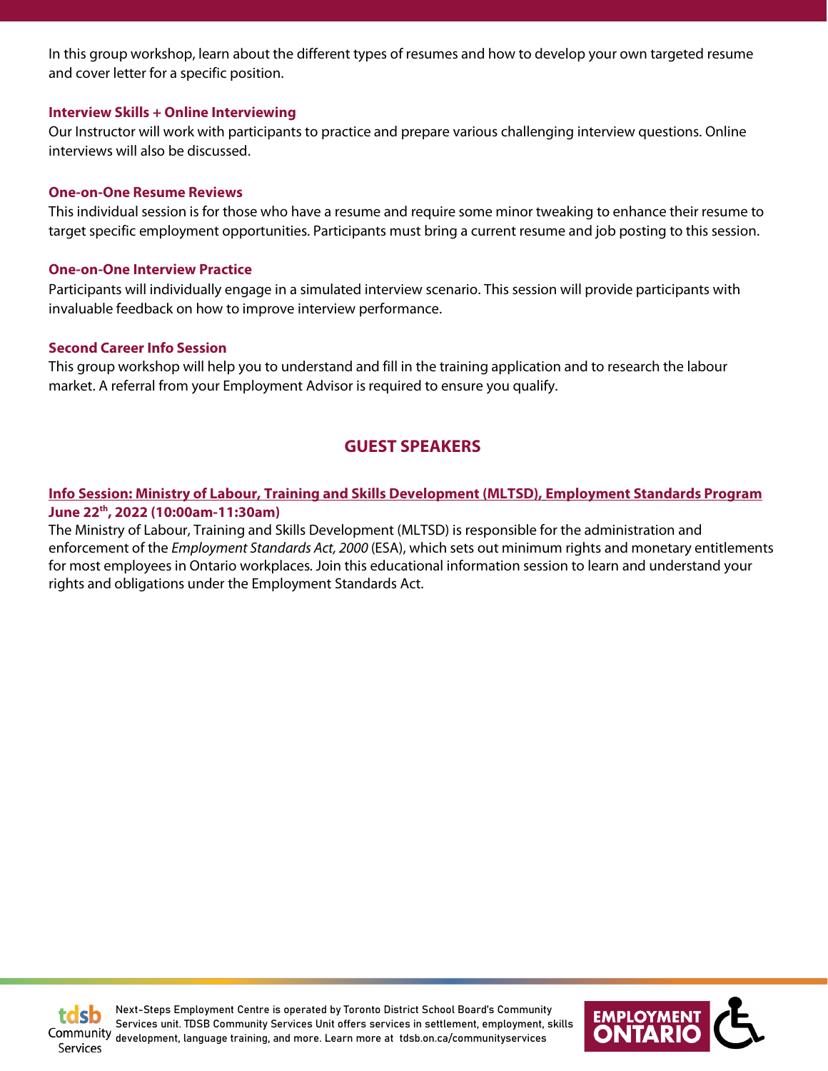In this group workshop, learn about the different types of resumes and how to develop your own targeted resume and cover letter for a specific position.

**Interview Skills + Online Interviewing**
Our Instructor will work with participants to practice and prepare various challenging interview questions. Online interviews will also be discussed.

**One-on-One Resume Reviews**
This individual session is for those who have a resume and require some minor tweaking to enhance their resume to target specific employment opportunities. Participants must bring a current resume and job posting to this session.

**One-on-One Interview Practice**
Participants will individually engage in a simulated interview scenario. This session will provide participants with invaluable feedback on how to improve interview performance.

**Second Career Info Session**
This group workshop will help you to understand and fill in the training application and to research the labour market. A referral from your Employment Advisor is required to ensure you qualify.

## GUEST SPEAKERS

**Info Session: Ministry of Labour, Training and Skills Development (MLTSD), Employment Standards Program**
**June 22th, 2022 (10:00am-11:30am)**
The Ministry of Labour, Training and Skills Development (MLTSD) is responsible for the administration and enforcement of the *Employment Standards Act, 2000* (ESA), which sets out minimum rights and monetary entitlements for most employees in Ontario workplaces. Join this educational information session to learn and understand your rights and obligations under the Employment Standards Act.

Next-Steps Employment Centre is operated by Toronto District School Board's Community Services unit. TDSB Community Services Unit offers services in settlement, employment, skills development, language training, and more. Learn more at tdsb.on.ca/communityservices